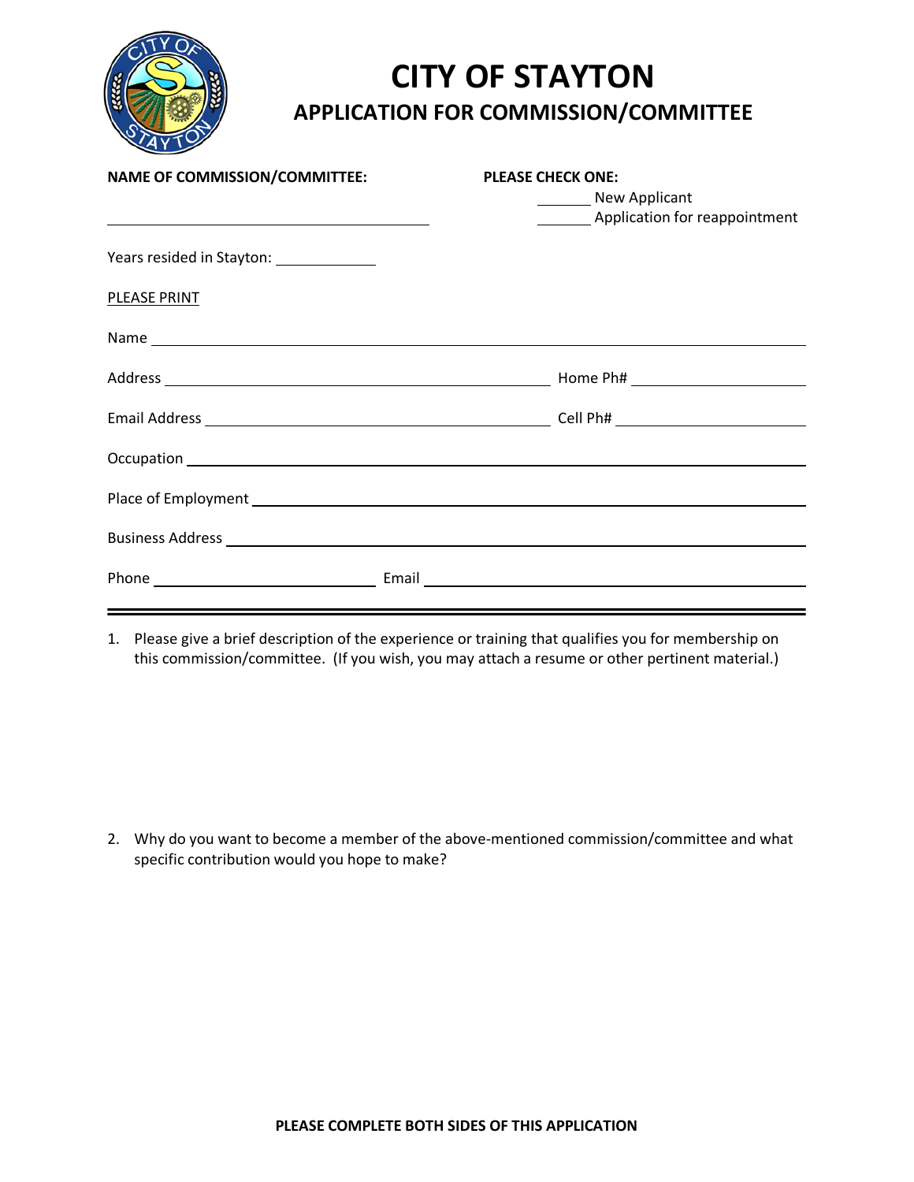# CITY OF STAYTON

## APPLICATION FOR COMMISSION/COMMITTEE

**NAME OF COMMISSION/COMMITTEE:** ________________________________

**PLEASE CHECK ONE:**

_______ New Applicant

_______ Application for reappointment

Years resided in Stayton: ____________

PLEASE PRINT

Name ________________________________________________________________

Address ______________________________________ Home Ph# __________________

Email Address ________________________________ Cell Ph# ___________________

Occupation ___________________________________________________________

Place of Employment ___________________________________________________

Business Address ______________________________________________________

Phone _________________________ Email ______________________________________

---

1. Please give a brief description of the experience or training that qualifies you for membership on this commission/committee. (If you wish, you may attach a resume or other pertinent material.)

2. Why do you want to become a member of the above-mentioned commission/committee and what specific contribution would you hope to make?

**PLEASE COMPLETE BOTH SIDES OF THIS APPLICATION**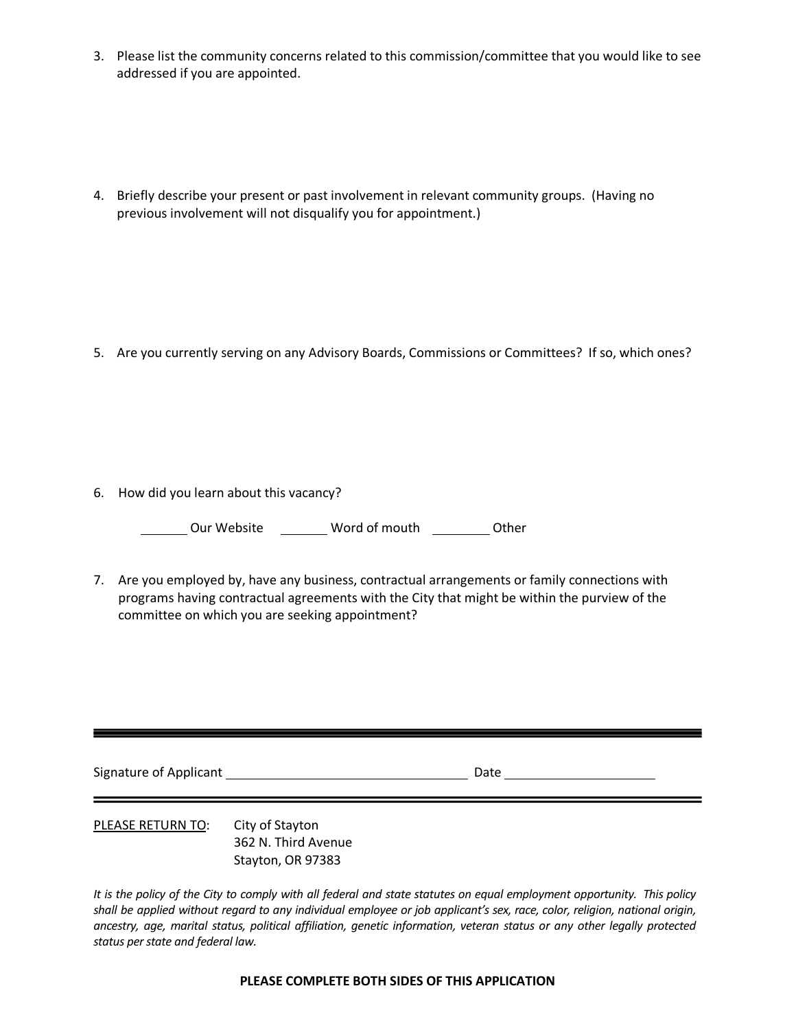3. Please list the community concerns related to this commission/committee that you would like to see addressed if you are appointed.

4. Briefly describe your present or past involvement in relevant community groups. (Having no previous involvement will not disqualify you for appointment.)

5. Are you currently serving on any Advisory Boards, Commissions or Committees? If so, which ones?

6. How did you learn about this vacancy?

   _______ Our Website _______ Word of mouth _________ Other

7. Are you employed by, have any business, contractual arrangements or family connections with programs having contractual agreements with the City that might be within the purview of the committee on which you are seeking appointment?

---

Signature of Applicant ___________________________________ Date _____________________

---

PLEASE RETURN TO: City of Stayton
362 N. Third Avenue
Stayton, OR 97383

*It is the policy of the City to comply with all federal and state statutes on equal employment opportunity. This policy shall be applied without regard to any individual employee or job applicant's sex, race, color, religion, national origin, ancestry, age, marital status, political affiliation, genetic information, veteran status or any other legally protected status per state and federal law.*

**PLEASE COMPLETE BOTH SIDES OF THIS APPLICATION**